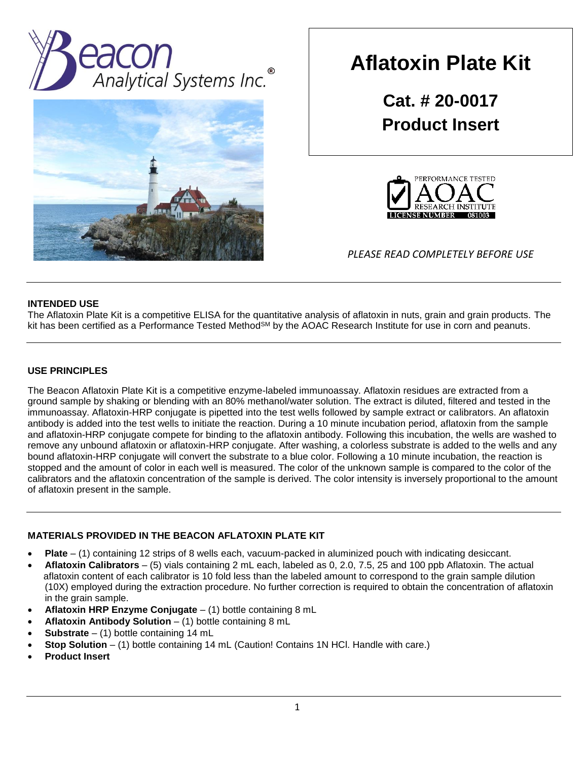Beacon Analytical Systems Inc.®

# Aflatoxin Plate Kit

**Cat. # 20-0017**
**Product Insert**

PERFORMANCE TESTED AOAC RESEARCH INSTITUTE LICENSE NUMBER 081003

*PLEASE READ COMPLETELY BEFORE USE*

---

### INTENDED USE

The Aflatoxin Plate Kit is a competitive ELISA for the quantitative analysis of aflatoxin in nuts, grain and grain products. The kit has been certified as a Performance Tested Method℠ by the AOAC Research Institute for use in corn and peanuts.

---

### USE PRINCIPLES

The Beacon Aflatoxin Plate Kit is a competitive enzyme-labeled immunoassay. Aflatoxin residues are extracted from a ground sample by shaking or blending with an 80% methanol/water solution. The extract is diluted, filtered and tested in the immunoassay. Aflatoxin-HRP conjugate is pipetted into the test wells followed by sample extract or calibrators. An aflatoxin antibody is added into the test wells to initiate the reaction. During a 10 minute incubation period, aflatoxin from the sample and aflatoxin-HRP conjugate compete for binding to the aflatoxin antibody. Following this incubation, the wells are washed to remove any unbound aflatoxin or aflatoxin-HRP conjugate. After washing, a colorless substrate is added to the wells and any bound aflatoxin-HRP conjugate will convert the substrate to a blue color. Following a 10 minute incubation, the reaction is stopped and the amount of color in each well is measured. The color of the unknown sample is compared to the color of the calibrators and the aflatoxin concentration of the sample is derived. The color intensity is inversely proportional to the amount of aflatoxin present in the sample.

---

### MATERIALS PROVIDED IN THE BEACON AFLATOXIN PLATE KIT

- **Plate** – (1) containing 12 strips of 8 wells each, vacuum-packed in aluminized pouch with indicating desiccant.
- **Aflatoxin Calibrators** – (5) vials containing 2 mL each, labeled as 0, 2.0, 7.5, 25 and 100 ppb Aflatoxin. The actual aflatoxin content of each calibrator is 10 fold less than the labeled amount to correspond to the grain sample dilution (10X) employed during the extraction procedure. No further correction is required to obtain the concentration of aflatoxin in the grain sample.
- **Aflatoxin HRP Enzyme Conjugate** – (1) bottle containing 8 mL
- **Aflatoxin Antibody Solution** – (1) bottle containing 8 mL
- **Substrate** – (1) bottle containing 14 mL
- **Stop Solution** – (1) bottle containing 14 mL (Caution! Contains 1N HCl. Handle with care.)
- **Product Insert**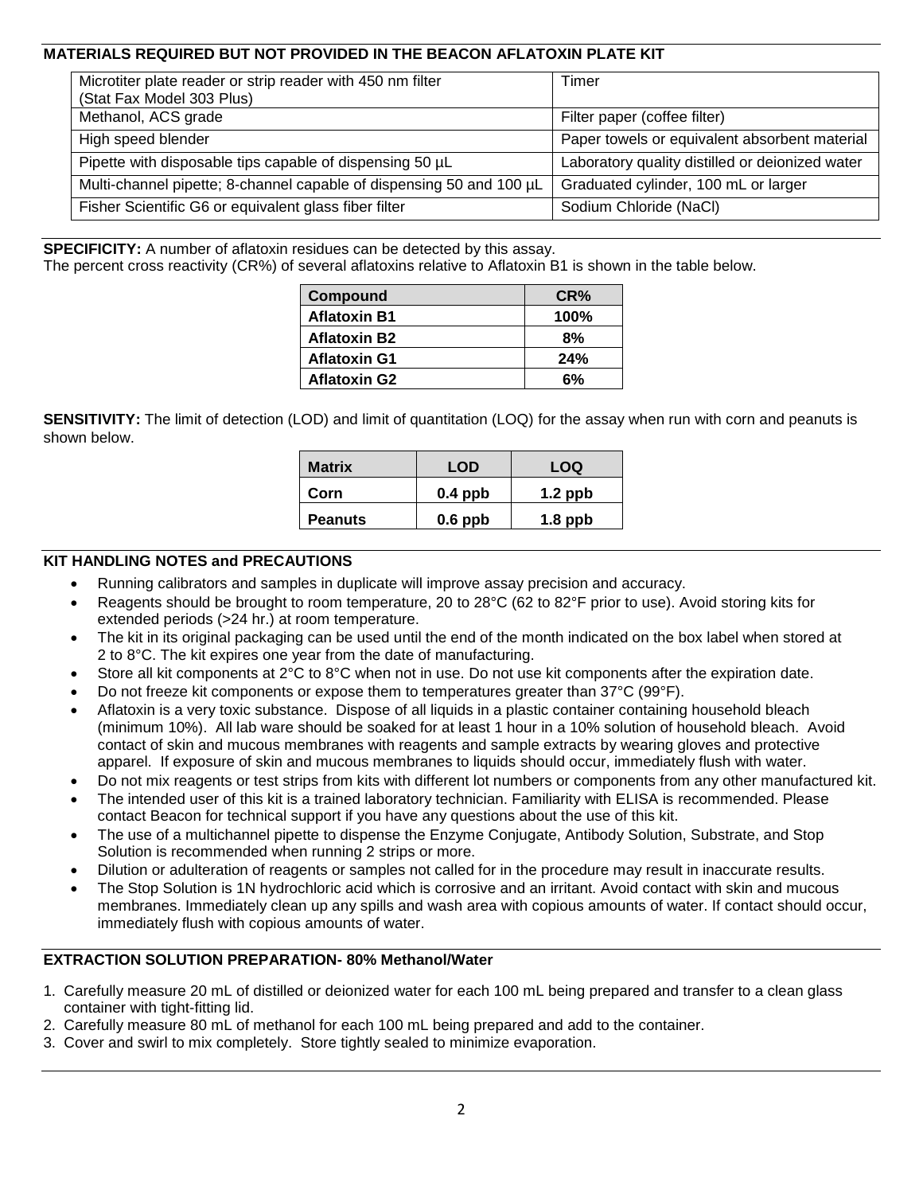### MATERIALS REQUIRED BUT NOT PROVIDED IN THE BEACON AFLATOXIN PLATE KIT

| | |
|---|---|
| Microtiter plate reader or strip reader with 450 nm filter (Stat Fax Model 303 Plus) | Timer |
| Methanol, ACS grade | Filter paper (coffee filter) |
| High speed blender | Paper towels or equivalent absorbent material |
| Pipette with disposable tips capable of dispensing 50 µL | Laboratory quality distilled or deionized water |
| Multi-channel pipette; 8-channel capable of dispensing 50 and 100 µL | Graduated cylinder, 100 mL or larger |
| Fisher Scientific G6 or equivalent glass fiber filter | Sodium Chloride (NaCl) |

**SPECIFICITY:** A number of aflatoxin residues can be detected by this assay.
The percent cross reactivity (CR%) of several aflatoxins relative to Aflatoxin B1 is shown in the table below.

| Compound | CR% |
|---|---|
| **Aflatoxin B1** | **100%** |
| **Aflatoxin B2** | **8%** |
| **Aflatoxin G1** | **24%** |
| **Aflatoxin G2** | **6%** |

**SENSITIVITY:** The limit of detection (LOD) and limit of quantitation (LOQ) for the assay when run with corn and peanuts is shown below.

| Matrix | LOD | LOQ |
|---|---|---|
| **Corn** | **0.4 ppb** | **1.2 ppb** |
| **Peanuts** | **0.6 ppb** | **1.8 ppb** |

### KIT HANDLING NOTES and PRECAUTIONS

- Running calibrators and samples in duplicate will improve assay precision and accuracy.
- Reagents should be brought to room temperature, 20 to 28°C (62 to 82°F prior to use). Avoid storing kits for extended periods (>24 hr.) at room temperature.
- The kit in its original packaging can be used until the end of the month indicated on the box label when stored at 2 to 8°C. The kit expires one year from the date of manufacturing.
- Store all kit components at 2°C to 8°C when not in use. Do not use kit components after the expiration date.
- Do not freeze kit components or expose them to temperatures greater than 37°C (99°F).
- Aflatoxin is a very toxic substance. Dispose of all liquids in a plastic container containing household bleach (minimum 10%). All lab ware should be soaked for at least 1 hour in a 10% solution of household bleach. Avoid contact of skin and mucous membranes with reagents and sample extracts by wearing gloves and protective apparel. If exposure of skin and mucous membranes to liquids should occur, immediately flush with water.
- Do not mix reagents or test strips from kits with different lot numbers or components from any other manufactured kit.
- The intended user of this kit is a trained laboratory technician. Familiarity with ELISA is recommended. Please contact Beacon for technical support if you have any questions about the use of this kit.
- The use of a multichannel pipette to dispense the Enzyme Conjugate, Antibody Solution, Substrate, and Stop Solution is recommended when running 2 strips or more.
- Dilution or adulteration of reagents or samples not called for in the procedure may result in inaccurate results.
- The Stop Solution is 1N hydrochloric acid which is corrosive and an irritant. Avoid contact with skin and mucous membranes. Immediately clean up any spills and wash area with copious amounts of water. If contact should occur, immediately flush with copious amounts of water.

### EXTRACTION SOLUTION PREPARATION- 80% Methanol/Water

1. Carefully measure 20 mL of distilled or deionized water for each 100 mL being prepared and transfer to a clean glass container with tight-fitting lid.
2. Carefully measure 80 mL of methanol for each 100 mL being prepared and add to the container.
3. Cover and swirl to mix completely. Store tightly sealed to minimize evaporation.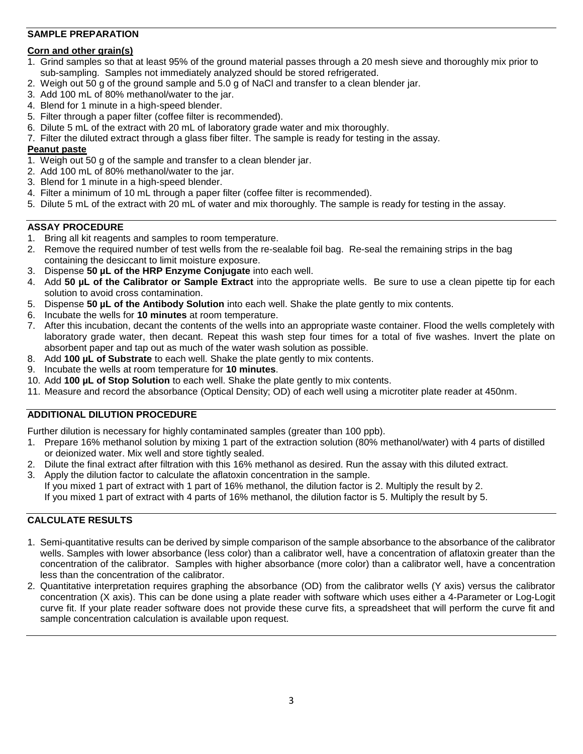## SAMPLE PREPARATION

### Corn and other grain(s)

1. Grind samples so that at least 95% of the ground material passes through a 20 mesh sieve and thoroughly mix prior to sub-sampling. Samples not immediately analyzed should be stored refrigerated.
2. Weigh out 50 g of the ground sample and 5.0 g of NaCl and transfer to a clean blender jar.
3. Add 100 mL of 80% methanol/water to the jar.
4. Blend for 1 minute in a high-speed blender.
5. Filter through a paper filter (coffee filter is recommended).
6. Dilute 5 mL of the extract with 20 mL of laboratory grade water and mix thoroughly.
7. Filter the diluted extract through a glass fiber filter. The sample is ready for testing in the assay.

### Peanut paste

1. Weigh out 50 g of the sample and transfer to a clean blender jar.
2. Add 100 mL of 80% methanol/water to the jar.
3. Blend for 1 minute in a high-speed blender.
4. Filter a minimum of 10 mL through a paper filter (coffee filter is recommended).
5. Dilute 5 mL of the extract with 20 mL of water and mix thoroughly. The sample is ready for testing in the assay.

## ASSAY PROCEDURE

1. Bring all kit reagents and samples to room temperature.
2. Remove the required number of test wells from the re-sealable foil bag. Re-seal the remaining strips in the bag containing the desiccant to limit moisture exposure.
3. Dispense **50 µL of the HRP Enzyme Conjugate** into each well.
4. Add **50 µL of the Calibrator or Sample Extract** into the appropriate wells. Be sure to use a clean pipette tip for each solution to avoid cross contamination.
5. Dispense **50 µL of the Antibody Solution** into each well. Shake the plate gently to mix contents.
6. Incubate the wells for **10 minutes** at room temperature.
7. After this incubation, decant the contents of the wells into an appropriate waste container. Flood the wells completely with laboratory grade water, then decant. Repeat this wash step four times for a total of five washes. Invert the plate on absorbent paper and tap out as much of the water wash solution as possible.
8. Add **100 µL of Substrate** to each well. Shake the plate gently to mix contents.
9. Incubate the wells at room temperature for **10 minutes**.
10. Add **100 µL of Stop Solution** to each well. Shake the plate gently to mix contents.
11. Measure and record the absorbance (Optical Density; OD) of each well using a microtiter plate reader at 450nm.

## ADDITIONAL DILUTION PROCEDURE

Further dilution is necessary for highly contaminated samples (greater than 100 ppb).

1. Prepare 16% methanol solution by mixing 1 part of the extraction solution (80% methanol/water) with 4 parts of distilled or deionized water. Mix well and store tightly sealed.
2. Dilute the final extract after filtration with this 16% methanol as desired. Run the assay with this diluted extract.
3. Apply the dilution factor to calculate the aflatoxin concentration in the sample.
   If you mixed 1 part of extract with 1 part of 16% methanol, the dilution factor is 2. Multiply the result by 2.
   If you mixed 1 part of extract with 4 parts of 16% methanol, the dilution factor is 5. Multiply the result by 5.

## CALCULATE RESULTS

1. Semi-quantitative results can be derived by simple comparison of the sample absorbance to the absorbance of the calibrator wells. Samples with lower absorbance (less color) than a calibrator well, have a concentration of aflatoxin greater than the concentration of the calibrator. Samples with higher absorbance (more color) than a calibrator well, have a concentration less than the concentration of the calibrator.
2. Quantitative interpretation requires graphing the absorbance (OD) from the calibrator wells (Y axis) versus the calibrator concentration (X axis). This can be done using a plate reader with software which uses either a 4-Parameter or Log-Logit curve fit. If your plate reader software does not provide these curve fits, a spreadsheet that will perform the curve fit and sample concentration calculation is available upon request.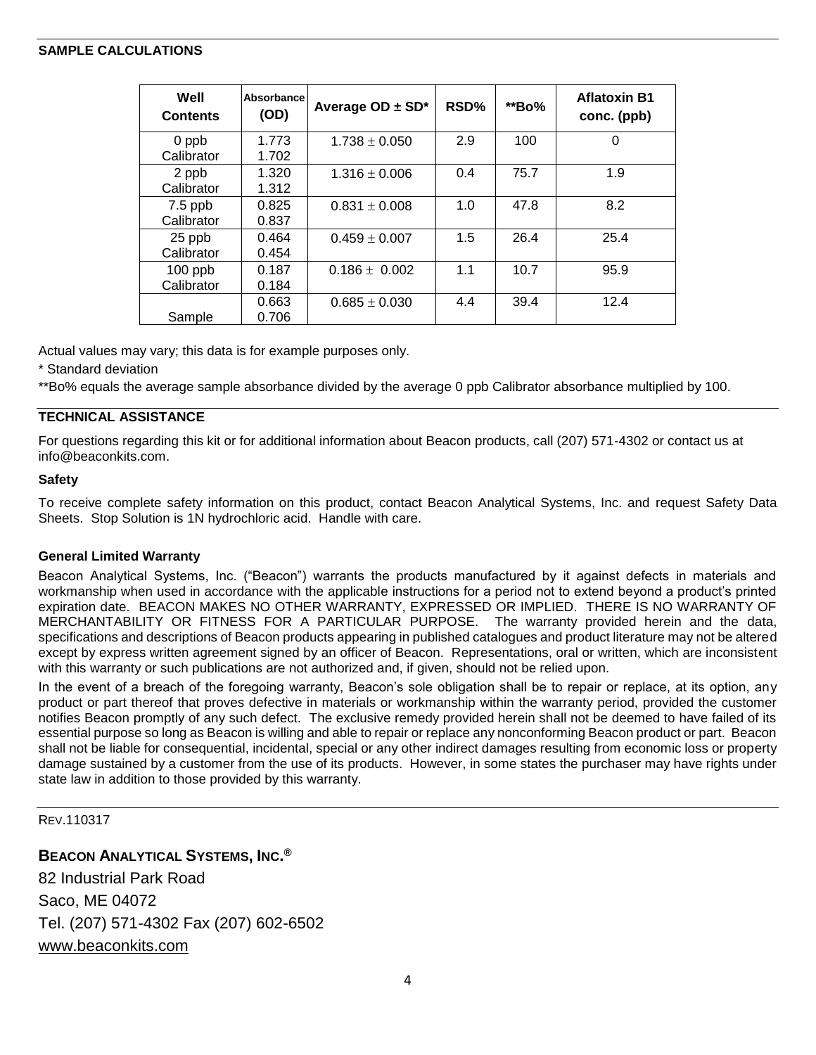## SAMPLE CALCULATIONS

| Well Contents | Absorbance (OD) | Average OD ± SD* | RSD% | **Bo% | Aflatoxin B1 conc. (ppb) |
|---|---|---|---|---|---|
| 0 ppb Calibrator | 1.773<br>1.702 | 1.738 ± 0.050 | 2.9 | 100 | 0 |
| 2 ppb Calibrator | 1.320<br>1.312 | 1.316 ± 0.006 | 0.4 | 75.7 | 1.9 |
| 7.5 ppb Calibrator | 0.825<br>0.837 | 0.831 ± 0.008 | 1.0 | 47.8 | 8.2 |
| 25 ppb Calibrator | 0.464<br>0.454 | 0.459 ± 0.007 | 1.5 | 26.4 | 25.4 |
| 100 ppb Calibrator | 0.187<br>0.184 | 0.186 ± 0.002 | 1.1 | 10.7 | 95.9 |
| Sample | 0.663<br>0.706 | 0.685 ± 0.030 | 4.4 | 39.4 | 12.4 |

Actual values may vary; this data is for example purposes only.

* Standard deviation

**Bo% equals the average sample absorbance divided by the average 0 ppb Calibrator absorbance multiplied by 100.

## TECHNICAL ASSISTANCE

For questions regarding this kit or for additional information about Beacon products, call (207) 571-4302 or contact us at info@beaconkits.com.

### Safety

To receive complete safety information on this product, contact Beacon Analytical Systems, Inc. and request Safety Data Sheets. Stop Solution is 1N hydrochloric acid. Handle with care.

### General Limited Warranty

Beacon Analytical Systems, Inc. ("Beacon") warrants the products manufactured by it against defects in materials and workmanship when used in accordance with the applicable instructions for a period not to extend beyond a product's printed expiration date. BEACON MAKES NO OTHER WARRANTY, EXPRESSED OR IMPLIED. THERE IS NO WARRANTY OF MERCHANTABILITY OR FITNESS FOR A PARTICULAR PURPOSE. The warranty provided herein and the data, specifications and descriptions of Beacon products appearing in published catalogues and product literature may not be altered except by express written agreement signed by an officer of Beacon. Representations, oral or written, which are inconsistent with this warranty or such publications are not authorized and, if given, should not be relied upon.

In the event of a breach of the foregoing warranty, Beacon's sole obligation shall be to repair or replace, at its option, any product or part thereof that proves defective in materials or workmanship within the warranty period, provided the customer notifies Beacon promptly of any such defect. The exclusive remedy provided herein shall not be deemed to have failed of its essential purpose so long as Beacon is willing and able to repair or replace any nonconforming Beacon product or part. Beacon shall not be liable for consequential, incidental, special or any other indirect damages resulting from economic loss or property damage sustained by a customer from the use of its products. However, in some states the purchaser may have rights under state law in addition to those provided by this warranty.

REV.110317

**BEACON ANALYTICAL SYSTEMS, INC.®**

82 Industrial Park Road

Saco, ME 04072

Tel. (207) 571-4302 Fax (207) 602-6502

www.beaconkits.com